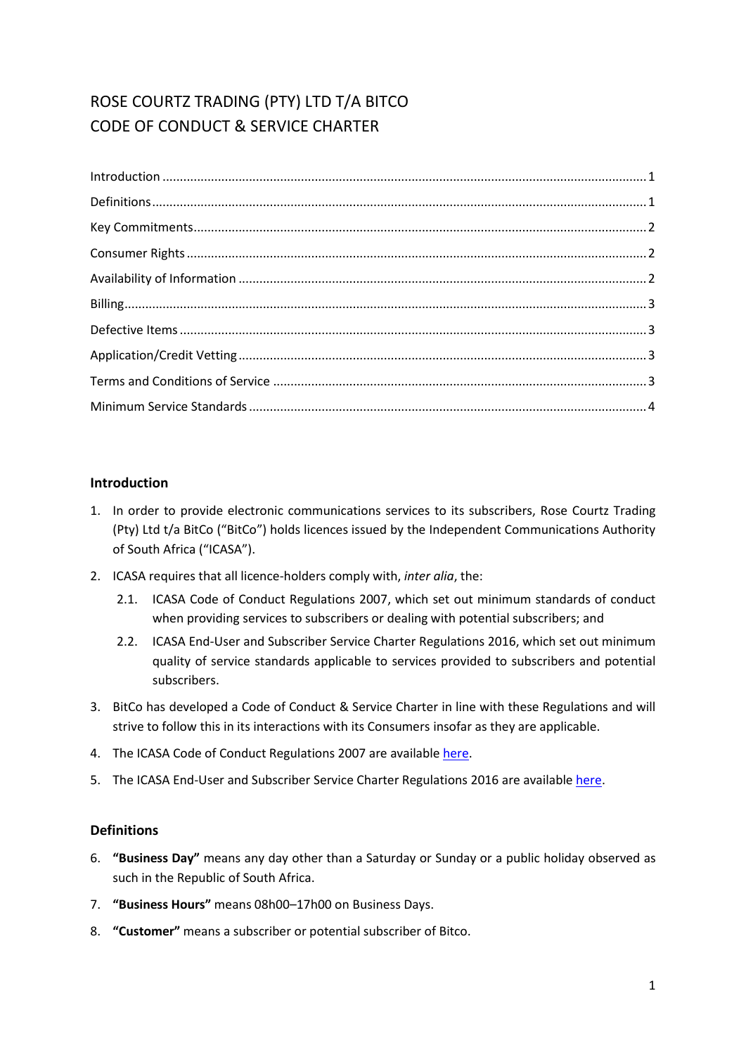# ROSE COURTZ TRADING (PTY) LTD T/A BITCO
# CODE OF CONDUCT & SERVICE CHARTER

Introduction ........................................................................................................ 1
Definitions ........................................................................................................... 1
Key Commitments ................................................................................................ 2
Consumer Rights .................................................................................................. 2
Availability of Information ................................................................................... 2
Billing .................................................................................................................. 3
Defective Items .................................................................................................... 3
Application/Credit Vetting ................................................................................... 3
Terms and Conditions of Service .......................................................................... 3
Minimum Service Standards ................................................................................. 4

## Introduction

1. In order to provide electronic communications services to its subscribers, Rose Courtz Trading (Pty) Ltd t/a BitCo ("BitCo") holds licences issued by the Independent Communications Authority of South Africa ("ICASA").
2. ICASA requires that all licence-holders comply with, *inter alia*, the:
   2.1. ICASA Code of Conduct Regulations 2007, which set out minimum standards of conduct when providing services to subscribers or dealing with potential subscribers; and
   2.2. ICASA End-User and Subscriber Service Charter Regulations 2016, which set out minimum quality of service standards applicable to services provided to subscribers and potential subscribers.
3. BitCo has developed a Code of Conduct & Service Charter in line with these Regulations and will strive to follow this in its interactions with its Consumers insofar as they are applicable.
4. The ICASA Code of Conduct Regulations 2007 are available here.
5. The ICASA End-User and Subscriber Service Charter Regulations 2016 are available here.

## Definitions

6. **"Business Day"** means any day other than a Saturday or Sunday or a public holiday observed as such in the Republic of South Africa.
7. **"Business Hours"** means 08h00–17h00 on Business Days.
8. **"Customer"** means a subscriber or potential subscriber of Bitco.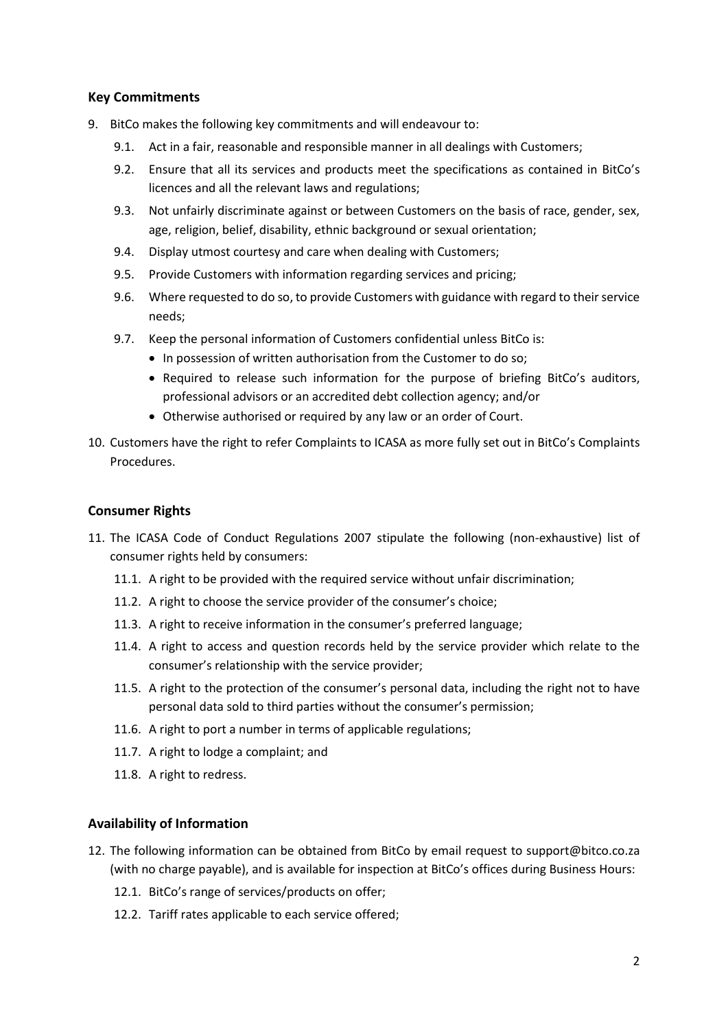## Key Commitments

9. BitCo makes the following key commitments and will endeavour to:
   9.1. Act in a fair, reasonable and responsible manner in all dealings with Customers;
   9.2. Ensure that all its services and products meet the specifications as contained in BitCo's licences and all the relevant laws and regulations;
   9.3. Not unfairly discriminate against or between Customers on the basis of race, gender, sex, age, religion, belief, disability, ethnic background or sexual orientation;
   9.4. Display utmost courtesy and care when dealing with Customers;
   9.5. Provide Customers with information regarding services and pricing;
   9.6. Where requested to do so, to provide Customers with guidance with regard to their service needs;
   9.7. Keep the personal information of Customers confidential unless BitCo is:
      - In possession of written authorisation from the Customer to do so;
      - Required to release such information for the purpose of briefing BitCo's auditors, professional advisors or an accredited debt collection agency; and/or
      - Otherwise authorised or required by any law or an order of Court.

10. Customers have the right to refer Complaints to ICASA as more fully set out in BitCo's Complaints Procedures.

## Consumer Rights

11. The ICASA Code of Conduct Regulations 2007 stipulate the following (non-exhaustive) list of consumer rights held by consumers:
    11.1. A right to be provided with the required service without unfair discrimination;
    11.2. A right to choose the service provider of the consumer's choice;
    11.3. A right to receive information in the consumer's preferred language;
    11.4. A right to access and question records held by the service provider which relate to the consumer's relationship with the service provider;
    11.5. A right to the protection of the consumer's personal data, including the right not to have personal data sold to third parties without the consumer's permission;
    11.6. A right to port a number in terms of applicable regulations;
    11.7. A right to lodge a complaint; and
    11.8. A right to redress.

## Availability of Information

12. The following information can be obtained from BitCo by email request to support@bitco.co.za (with no charge payable), and is available for inspection at BitCo's offices during Business Hours:
    12.1. BitCo's range of services/products on offer;
    12.2. Tariff rates applicable to each service offered;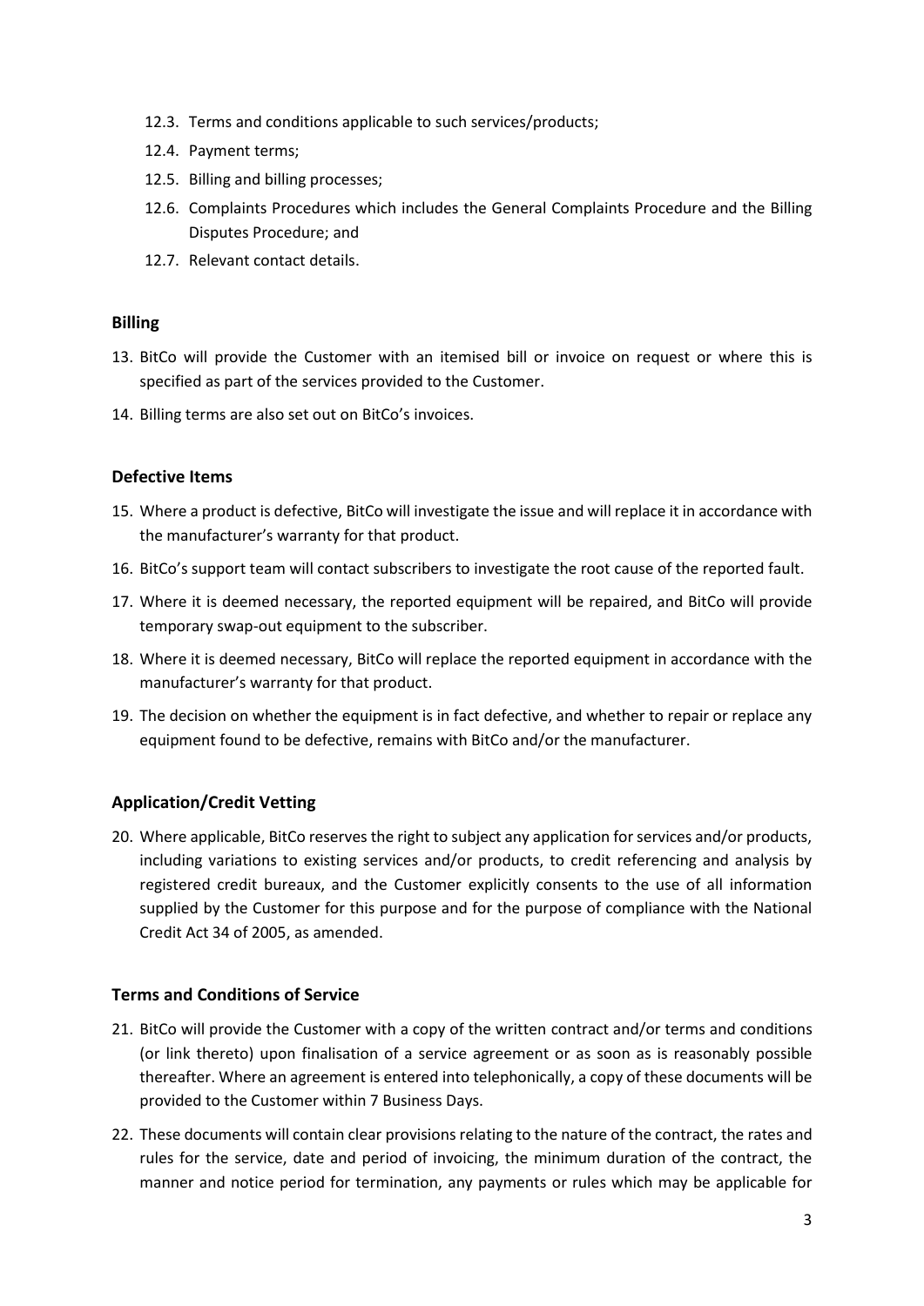12.3. Terms and conditions applicable to such services/products;

12.4. Payment terms;

12.5. Billing and billing processes;

12.6. Complaints Procedures which includes the General Complaints Procedure and the Billing Disputes Procedure; and

12.7. Relevant contact details.

## Billing

13. BitCo will provide the Customer with an itemised bill or invoice on request or where this is specified as part of the services provided to the Customer.
14. Billing terms are also set out on BitCo's invoices.

## Defective Items

15. Where a product is defective, BitCo will investigate the issue and will replace it in accordance with the manufacturer's warranty for that product.
16. BitCo's support team will contact subscribers to investigate the root cause of the reported fault.
17. Where it is deemed necessary, the reported equipment will be repaired, and BitCo will provide temporary swap-out equipment to the subscriber.
18. Where it is deemed necessary, BitCo will replace the reported equipment in accordance with the manufacturer's warranty for that product.
19. The decision on whether the equipment is in fact defective, and whether to repair or replace any equipment found to be defective, remains with BitCo and/or the manufacturer.

## Application/Credit Vetting

20. Where applicable, BitCo reserves the right to subject any application for services and/or products, including variations to existing services and/or products, to credit referencing and analysis by registered credit bureaux, and the Customer explicitly consents to the use of all information supplied by the Customer for this purpose and for the purpose of compliance with the National Credit Act 34 of 2005, as amended.

## Terms and Conditions of Service

21. BitCo will provide the Customer with a copy of the written contract and/or terms and conditions (or link thereto) upon finalisation of a service agreement or as soon as is reasonably possible thereafter. Where an agreement is entered into telephonically, a copy of these documents will be provided to the Customer within 7 Business Days.
22. These documents will contain clear provisions relating to the nature of the contract, the rates and rules for the service, date and period of invoicing, the minimum duration of the contract, the manner and notice period for termination, any payments or rules which may be applicable for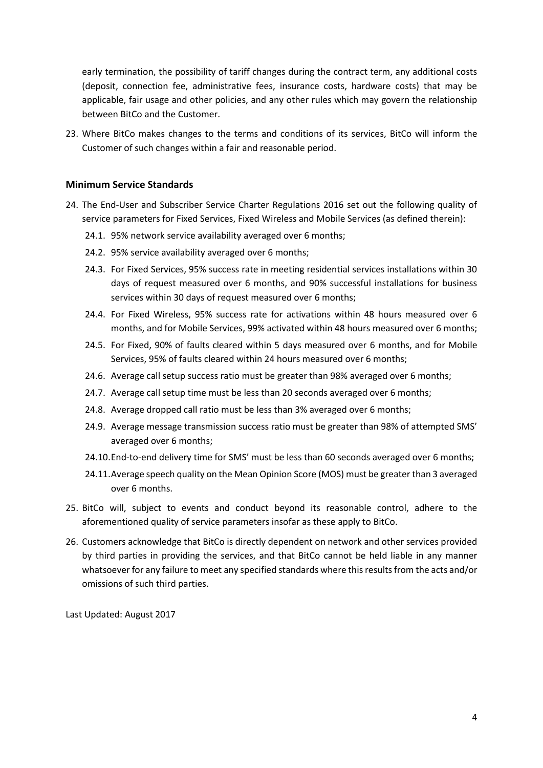early termination, the possibility of tariff changes during the contract term, any additional costs (deposit, connection fee, administrative fees, insurance costs, hardware costs) that may be applicable, fair usage and other policies, and any other rules which may govern the relationship between BitCo and the Customer.

23. Where BitCo makes changes to the terms and conditions of its services, BitCo will inform the Customer of such changes within a fair and reasonable period.

### Minimum Service Standards

24. The End-User and Subscriber Service Charter Regulations 2016 set out the following quality of service parameters for Fixed Services, Fixed Wireless and Mobile Services (as defined therein):
    - 24.1. 95% network service availability averaged over 6 months;
    - 24.2. 95% service availability averaged over 6 months;
    - 24.3. For Fixed Services, 95% success rate in meeting residential services installations within 30 days of request measured over 6 months, and 90% successful installations for business services within 30 days of request measured over 6 months;
    - 24.4. For Fixed Wireless, 95% success rate for activations within 48 hours measured over 6 months, and for Mobile Services, 99% activated within 48 hours measured over 6 months;
    - 24.5. For Fixed, 90% of faults cleared within 5 days measured over 6 months, and for Mobile Services, 95% of faults cleared within 24 hours measured over 6 months;
    - 24.6. Average call setup success ratio must be greater than 98% averaged over 6 months;
    - 24.7. Average call setup time must be less than 20 seconds averaged over 6 months;
    - 24.8. Average dropped call ratio must be less than 3% averaged over 6 months;
    - 24.9. Average message transmission success ratio must be greater than 98% of attempted SMS' averaged over 6 months;
    - 24.10. End-to-end delivery time for SMS' must be less than 60 seconds averaged over 6 months;
    - 24.11. Average speech quality on the Mean Opinion Score (MOS) must be greater than 3 averaged over 6 months.
25. BitCo will, subject to events and conduct beyond its reasonable control, adhere to the aforementioned quality of service parameters insofar as these apply to BitCo.
26. Customers acknowledge that BitCo is directly dependent on network and other services provided by third parties in providing the services, and that BitCo cannot be held liable in any manner whatsoever for any failure to meet any specified standards where this results from the acts and/or omissions of such third parties.

Last Updated: August 2017